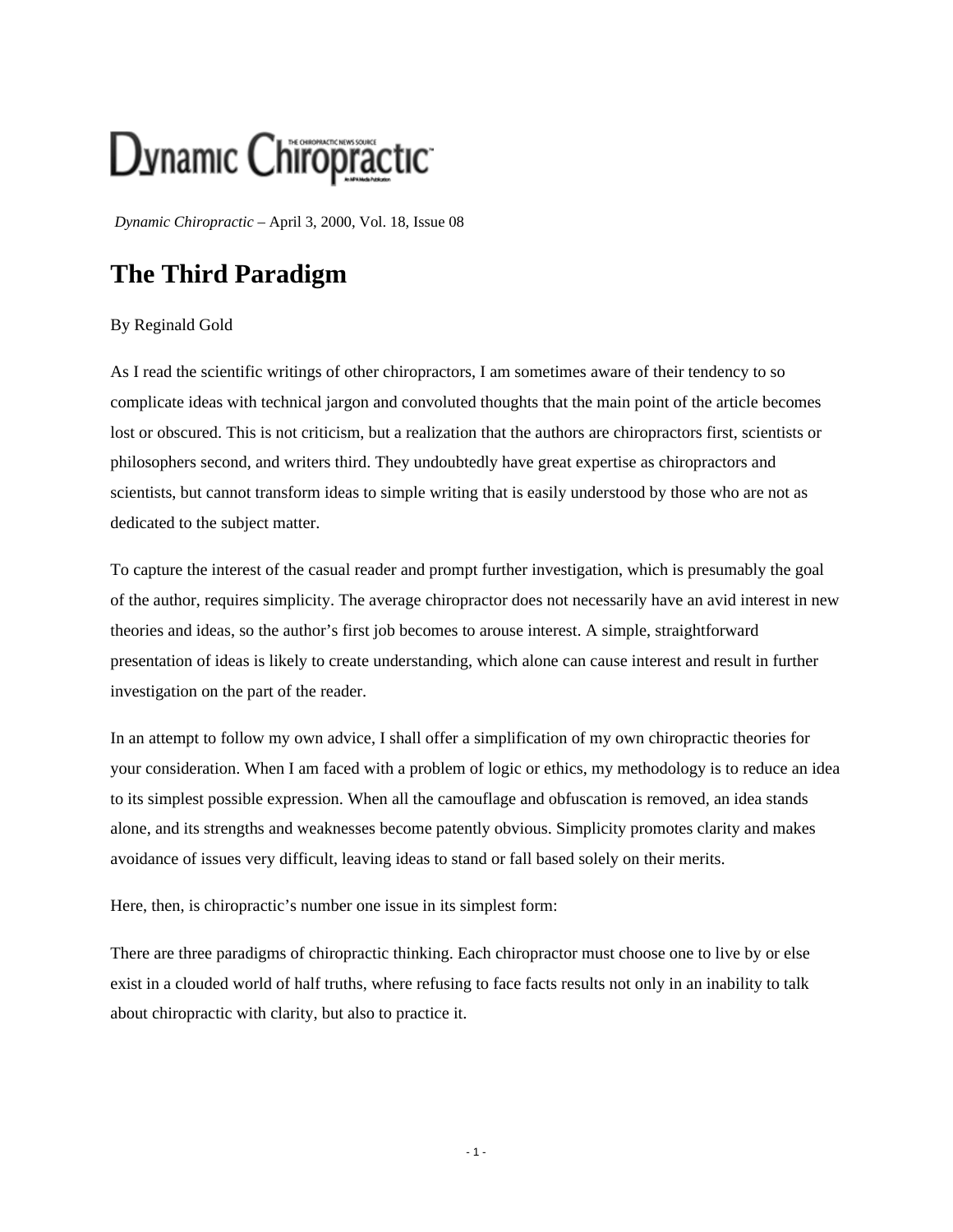*Dynamic Chiropractic* – April 3, 2000, Vol. 18, Issue 08

# The Third Paradigm

By Reginald Gold

As I read the scientific writings of other chiropractors, I am sometimes aware of their tendency to so complicate ideas with technical jargon and convoluted thoughts that the main point of the article becomes lost or obscured. This is not criticism, but a realization that the authors are chiropractors first, scientists or philosophers second, and writers third. They undoubtedly have great expertise as chiropractors and scientists, but cannot transform ideas to simple writing that is easily understood by those who are not as dedicated to the subject matter.

To capture the interest of the casual reader and prompt further investigation, which is presumably the goal of the author, requires simplicity. The average chiropractor does not necessarily have an avid interest in new theories and ideas, so the author's first job becomes to arouse interest. A simple, straightforward presentation of ideas is likely to create understanding, which alone can cause interest and result in further investigation on the part of the reader.

In an attempt to follow my own advice, I shall offer a simplification of my own chiropractic theories for your consideration. When I am faced with a problem of logic or ethics, my methodology is to reduce an idea to its simplest possible expression. When all the camouflage and obfuscation is removed, an idea stands alone, and its strengths and weaknesses become patently obvious. Simplicity promotes clarity and makes avoidance of issues very difficult, leaving ideas to stand or fall based solely on their merits.

Here, then, is chiropractic's number one issue in its simplest form:

There are three paradigms of chiropractic thinking. Each chiropractor must choose one to live by or else exist in a clouded world of half truths, where refusing to face facts results not only in an inability to talk about chiropractic with clarity, but also to practice it.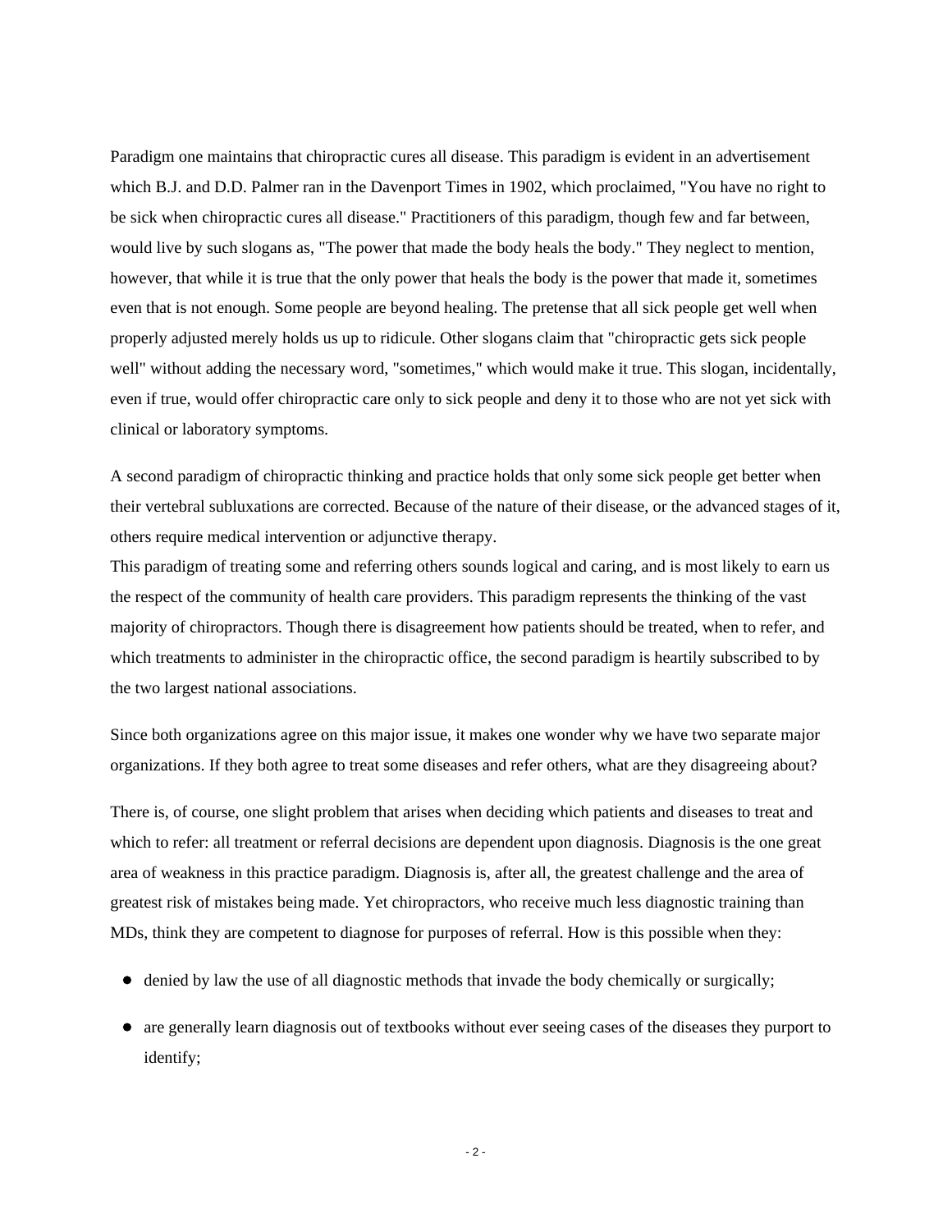Paradigm one maintains that chiropractic cures all disease. This paradigm is evident in an advertisement which B.J. and D.D. Palmer ran in the Davenport Times in 1902, which proclaimed, "You have no right to be sick when chiropractic cures all disease." Practitioners of this paradigm, though few and far between, would live by such slogans as, "The power that made the body heals the body." They neglect to mention, however, that while it is true that the only power that heals the body is the power that made it, sometimes even that is not enough. Some people are beyond healing. The pretense that all sick people get well when properly adjusted merely holds us up to ridicule. Other slogans claim that "chiropractic gets sick people well" without adding the necessary word, "sometimes," which would make it true. This slogan, incidentally, even if true, would offer chiropractic care only to sick people and deny it to those who are not yet sick with clinical or laboratory symptoms.

A second paradigm of chiropractic thinking and practice holds that only some sick people get better when their vertebral subluxations are corrected. Because of the nature of their disease, or the advanced stages of it, others require medical intervention or adjunctive therapy.
This paradigm of treating some and referring others sounds logical and caring, and is most likely to earn us the respect of the community of health care providers. This paradigm represents the thinking of the vast majority of chiropractors. Though there is disagreement how patients should be treated, when to refer, and which treatments to administer in the chiropractic office, the second paradigm is heartily subscribed to by the two largest national associations.

Since both organizations agree on this major issue, it makes one wonder why we have two separate major organizations. If they both agree to treat some diseases and refer others, what are they disagreeing about?

There is, of course, one slight problem that arises when deciding which patients and diseases to treat and which to refer: all treatment or referral decisions are dependent upon diagnosis. Diagnosis is the one great area of weakness in this practice paradigm. Diagnosis is, after all, the greatest challenge and the area of greatest risk of mistakes being made. Yet chiropractors, who receive much less diagnostic training than MDs, think they are competent to diagnose for purposes of referral. How is this possible when they:

- denied by law the use of all diagnostic methods that invade the body chemically or surgically;
- are generally learn diagnosis out of textbooks without ever seeing cases of the diseases they purport to identify;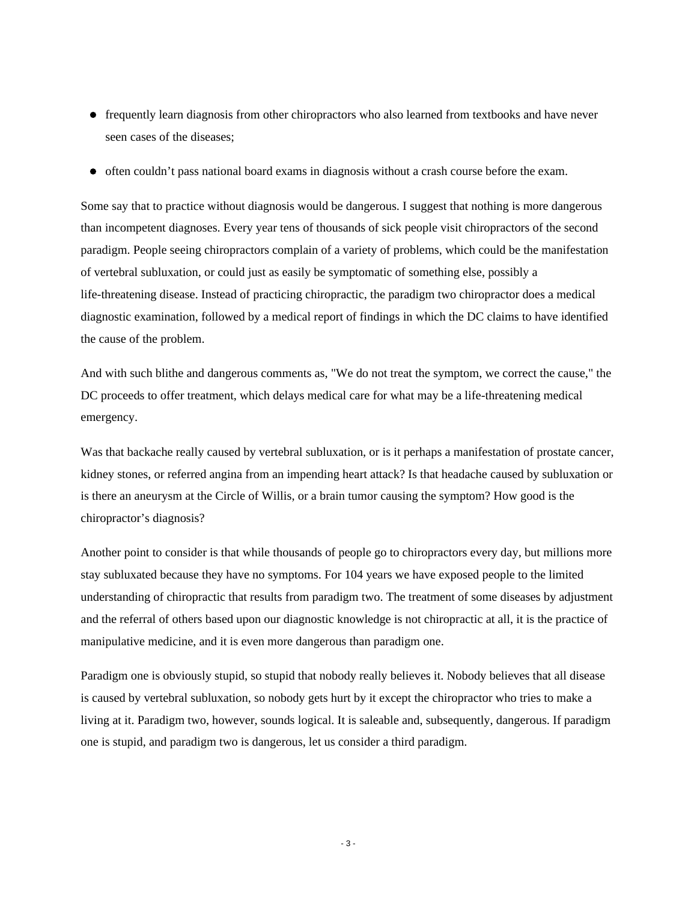- frequently learn diagnosis from other chiropractors who also learned from textbooks and have never seen cases of the diseases;
- often couldn't pass national board exams in diagnosis without a crash course before the exam.

Some say that to practice without diagnosis would be dangerous. I suggest that nothing is more dangerous than incompetent diagnoses. Every year tens of thousands of sick people visit chiropractors of the second paradigm. People seeing chiropractors complain of a variety of problems, which could be the manifestation of vertebral subluxation, or could just as easily be symptomatic of something else, possibly a life-threatening disease. Instead of practicing chiropractic, the paradigm two chiropractor does a medical diagnostic examination, followed by a medical report of findings in which the DC claims to have identified the cause of the problem.

And with such blithe and dangerous comments as, "We do not treat the symptom, we correct the cause," the DC proceeds to offer treatment, which delays medical care for what may be a life-threatening medical emergency.

Was that backache really caused by vertebral subluxation, or is it perhaps a manifestation of prostate cancer, kidney stones, or referred angina from an impending heart attack? Is that headache caused by subluxation or is there an aneurysm at the Circle of Willis, or a brain tumor causing the symptom? How good is the chiropractor's diagnosis?

Another point to consider is that while thousands of people go to chiropractors every day, but millions more stay subluxated because they have no symptoms. For 104 years we have exposed people to the limited understanding of chiropractic that results from paradigm two. The treatment of some diseases by adjustment and the referral of others based upon our diagnostic knowledge is not chiropractic at all, it is the practice of manipulative medicine, and it is even more dangerous than paradigm one.

Paradigm one is obviously stupid, so stupid that nobody really believes it. Nobody believes that all disease is caused by vertebral subluxation, so nobody gets hurt by it except the chiropractor who tries to make a living at it. Paradigm two, however, sounds logical. It is saleable and, subsequently, dangerous. If paradigm one is stupid, and paradigm two is dangerous, let us consider a third paradigm.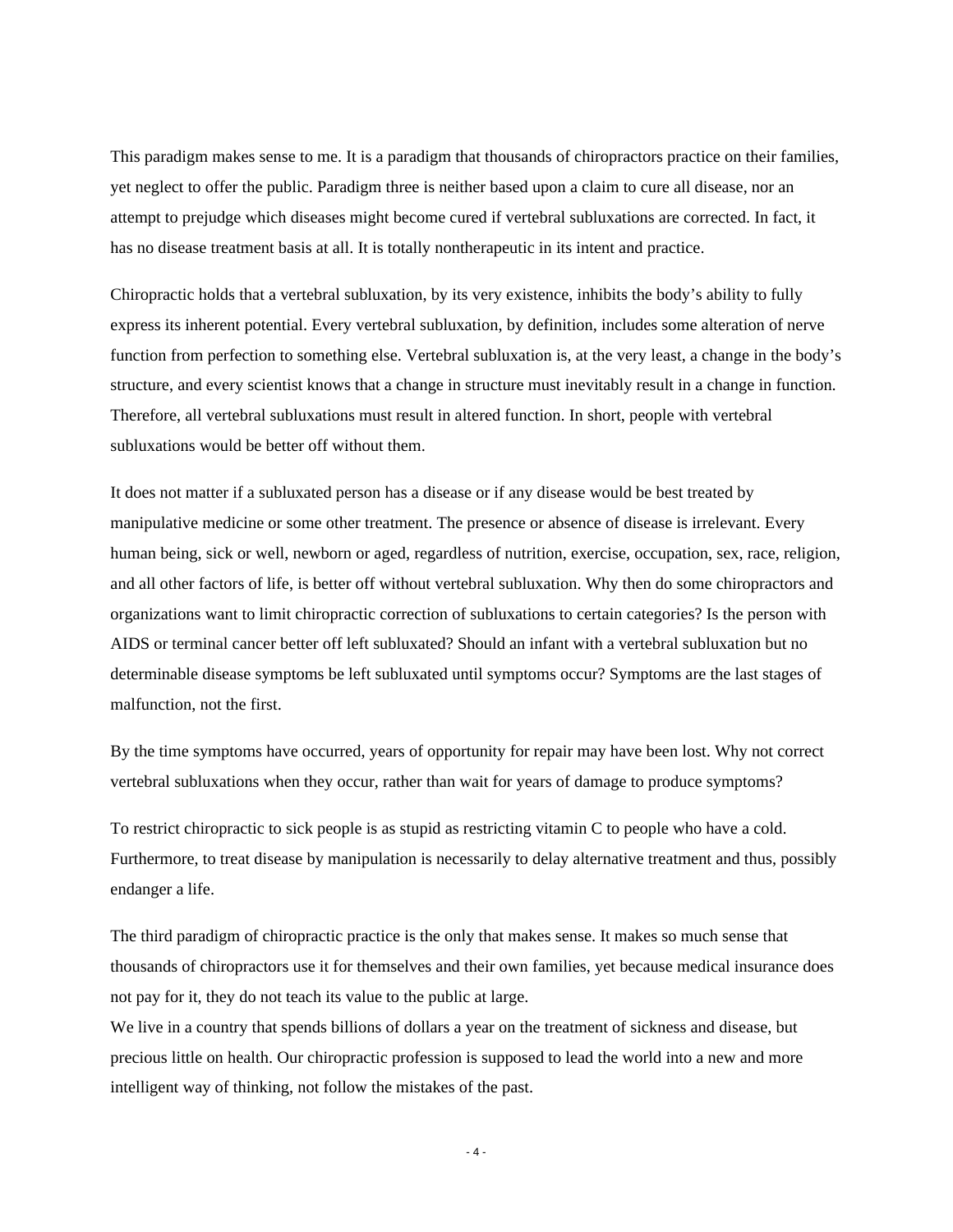This paradigm makes sense to me. It is a paradigm that thousands of chiropractors practice on their families, yet neglect to offer the public. Paradigm three is neither based upon a claim to cure all disease, nor an attempt to prejudge which diseases might become cured if vertebral subluxations are corrected. In fact, it has no disease treatment basis at all. It is totally nontherapeutic in its intent and practice.

Chiropractic holds that a vertebral subluxation, by its very existence, inhibits the body's ability to fully express its inherent potential. Every vertebral subluxation, by definition, includes some alteration of nerve function from perfection to something else. Vertebral subluxation is, at the very least, a change in the body's structure, and every scientist knows that a change in structure must inevitably result in a change in function. Therefore, all vertebral subluxations must result in altered function. In short, people with vertebral subluxations would be better off without them.

It does not matter if a subluxated person has a disease or if any disease would be best treated by manipulative medicine or some other treatment. The presence or absence of disease is irrelevant. Every human being, sick or well, newborn or aged, regardless of nutrition, exercise, occupation, sex, race, religion, and all other factors of life, is better off without vertebral subluxation. Why then do some chiropractors and organizations want to limit chiropractic correction of subluxations to certain categories? Is the person with AIDS or terminal cancer better off left subluxated? Should an infant with a vertebral subluxation but no determinable disease symptoms be left subluxated until symptoms occur? Symptoms are the last stages of malfunction, not the first.

By the time symptoms have occurred, years of opportunity for repair may have been lost. Why not correct vertebral subluxations when they occur, rather than wait for years of damage to produce symptoms?

To restrict chiropractic to sick people is as stupid as restricting vitamin C to people who have a cold. Furthermore, to treat disease by manipulation is necessarily to delay alternative treatment and thus, possibly endanger a life.

The third paradigm of chiropractic practice is the only that makes sense. It makes so much sense that thousands of chiropractors use it for themselves and their own families, yet because medical insurance does not pay for it, they do not teach its value to the public at large.

We live in a country that spends billions of dollars a year on the treatment of sickness and disease, but precious little on health. Our chiropractic profession is supposed to lead the world into a new and more intelligent way of thinking, not follow the mistakes of the past.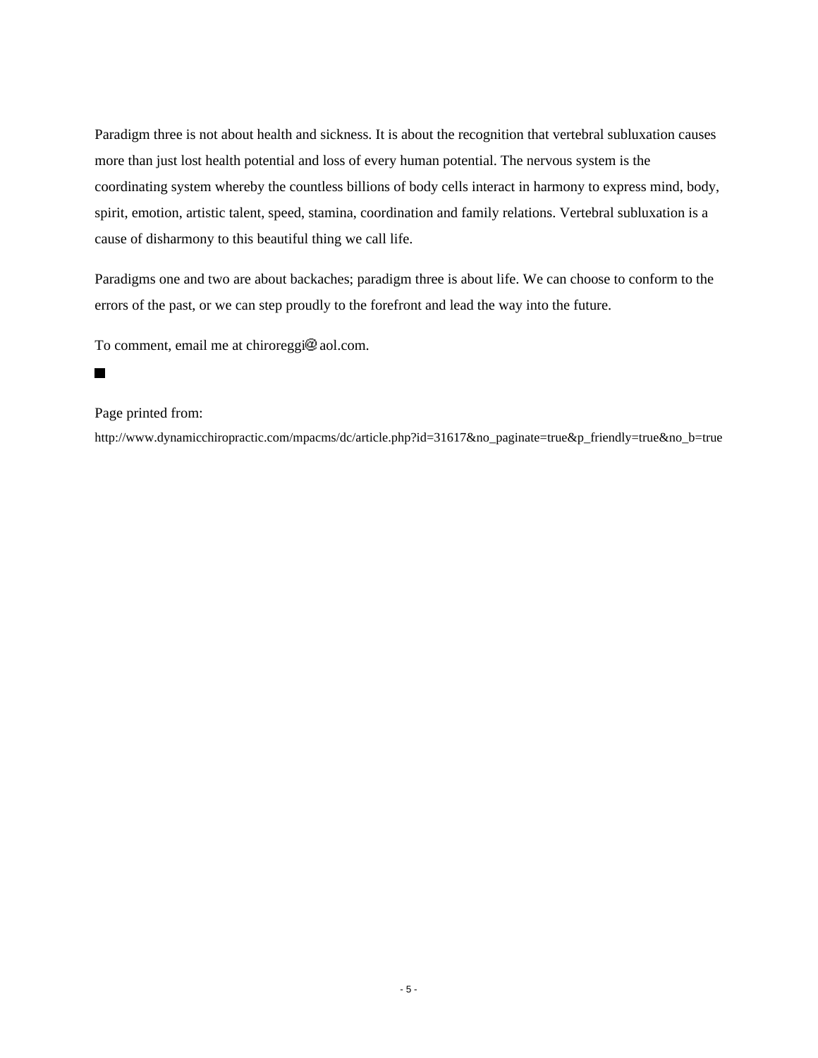Paradigm three is not about health and sickness. It is about the recognition that vertebral subluxation causes more than just lost health potential and loss of every human potential. The nervous system is the coordinating system whereby the countless billions of body cells interact in harmony to express mind, body, spirit, emotion, artistic talent, speed, stamina, coordination and family relations. Vertebral subluxation is a cause of disharmony to this beautiful thing we call life.

Paradigms one and two are about backaches; paradigm three is about life. We can choose to conform to the errors of the past, or we can step proudly to the forefront and lead the way into the future.

To comment, email me at chiroreggi@aol.com.

■

Page printed from:

http://www.dynamicchiropractic.com/mpacms/dc/article.php?id=31617&no_paginate=true&p_friendly=true&no_b=true